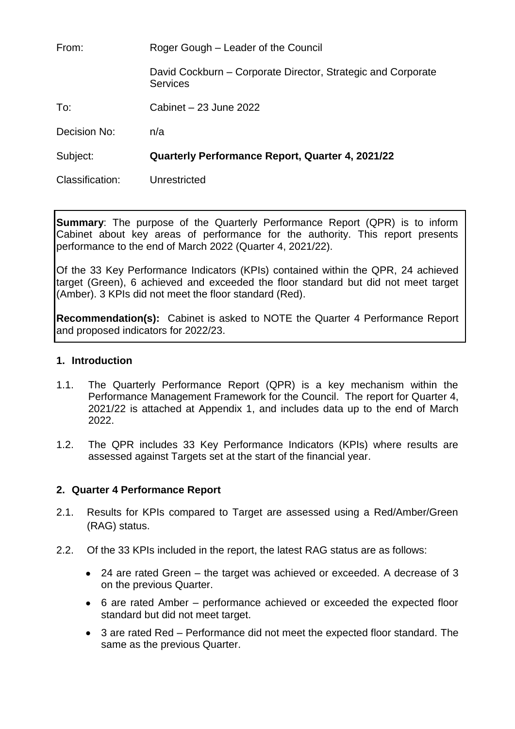| | |
|---|---|
| From: | Roger Gough – Leader of the Council |
| | David Cockburn – Corporate Director, Strategic and Corporate Services |
| To: | Cabinet – 23 June 2022 |
| Decision No: | n/a |
| Subject: | **Quarterly Performance Report, Quarter 4, 2021/22** |
| Classification: | Unrestricted |

**Summary**: The purpose of the Quarterly Performance Report (QPR) is to inform Cabinet about key areas of performance for the authority. This report presents performance to the end of March 2022 (Quarter 4, 2021/22).

Of the 33 Key Performance Indicators (KPIs) contained within the QPR, 24 achieved target (Green), 6 achieved and exceeded the floor standard but did not meet target (Amber). 3 KPIs did not meet the floor standard (Red).

**Recommendation(s):** Cabinet is asked to NOTE the Quarter 4 Performance Report and proposed indicators for 2022/23.

## 1. Introduction

1.1. The Quarterly Performance Report (QPR) is a key mechanism within the Performance Management Framework for the Council. The report for Quarter 4, 2021/22 is attached at Appendix 1, and includes data up to the end of March 2022.

1.2. The QPR includes 33 Key Performance Indicators (KPIs) where results are assessed against Targets set at the start of the financial year.

## 2. Quarter 4 Performance Report

2.1. Results for KPIs compared to Target are assessed using a Red/Amber/Green (RAG) status.

2.2. Of the 33 KPIs included in the report, the latest RAG status are as follows:

- 24 are rated Green – the target was achieved or exceeded. A decrease of 3 on the previous Quarter.
- 6 are rated Amber – performance achieved or exceeded the expected floor standard but did not meet target.
- 3 are rated Red – Performance did not meet the expected floor standard. The same as the previous Quarter.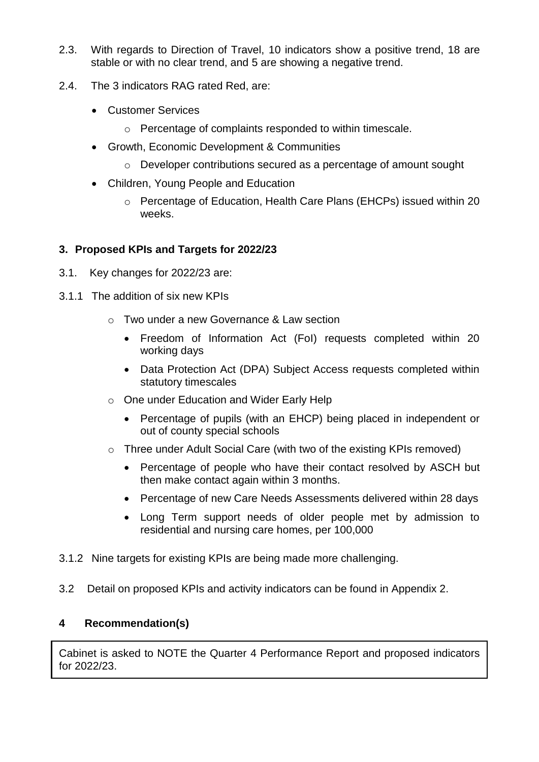2.3. With regards to Direction of Travel, 10 indicators show a positive trend, 18 are stable or with no clear trend, and 5 are showing a negative trend.

2.4. The 3 indicators RAG rated Red, are:

- Customer Services
  - Percentage of complaints responded to within timescale.
- Growth, Economic Development & Communities
  - Developer contributions secured as a percentage of amount sought
- Children, Young People and Education
  - Percentage of Education, Health Care Plans (EHCPs) issued within 20 weeks.

### 3. Proposed KPIs and Targets for 2022/23

3.1. Key changes for 2022/23 are:

3.1.1 The addition of six new KPIs

- Two under a new Governance & Law section
  - Freedom of Information Act (FoI) requests completed within 20 working days
  - Data Protection Act (DPA) Subject Access requests completed within statutory timescales
- One under Education and Wider Early Help
  - Percentage of pupils (with an EHCP) being placed in independent or out of county special schools
- Three under Adult Social Care (with two of the existing KPIs removed)
  - Percentage of people who have their contact resolved by ASCH but then make contact again within 3 months.
  - Percentage of new Care Needs Assessments delivered within 28 days
  - Long Term support needs of older people met by admission to residential and nursing care homes, per 100,000

3.1.2 Nine targets for existing KPIs are being made more challenging.

3.2 Detail on proposed KPIs and activity indicators can be found in Appendix 2.

### 4 Recommendation(s)

Cabinet is asked to NOTE the Quarter 4 Performance Report and proposed indicators for 2022/23.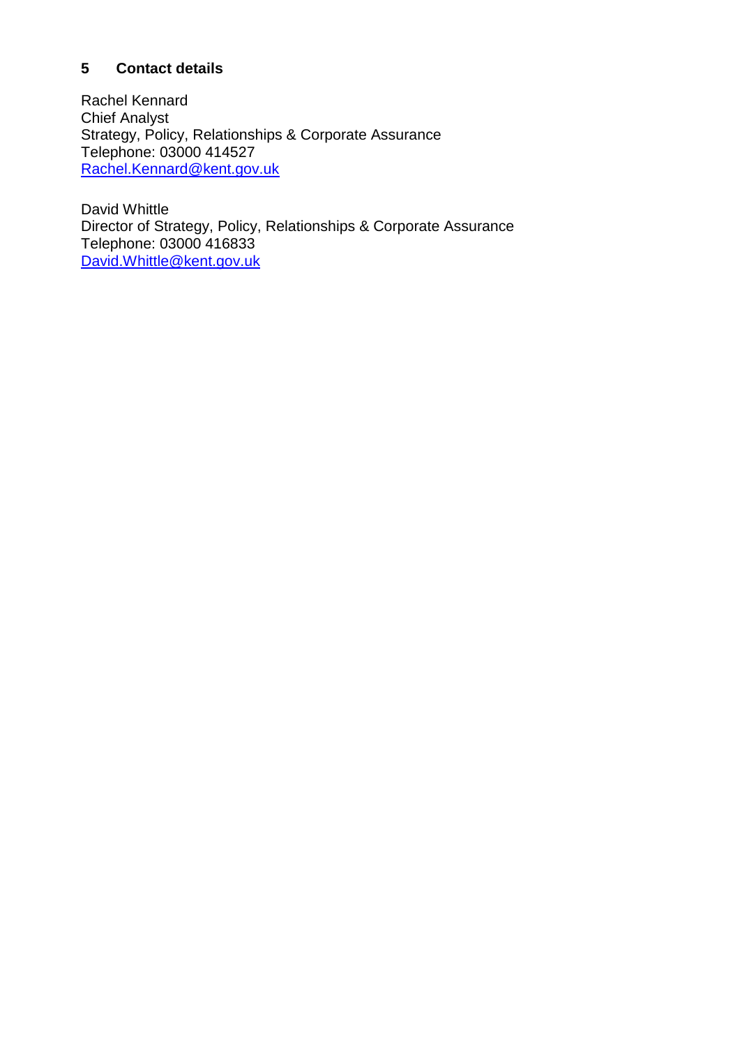## 5 Contact details

Rachel Kennard
Chief Analyst
Strategy, Policy, Relationships & Corporate Assurance
Telephone: 03000 414527
Rachel.Kennard@kent.gov.uk

David Whittle
Director of Strategy, Policy, Relationships & Corporate Assurance
Telephone: 03000 416833
David.Whittle@kent.gov.uk